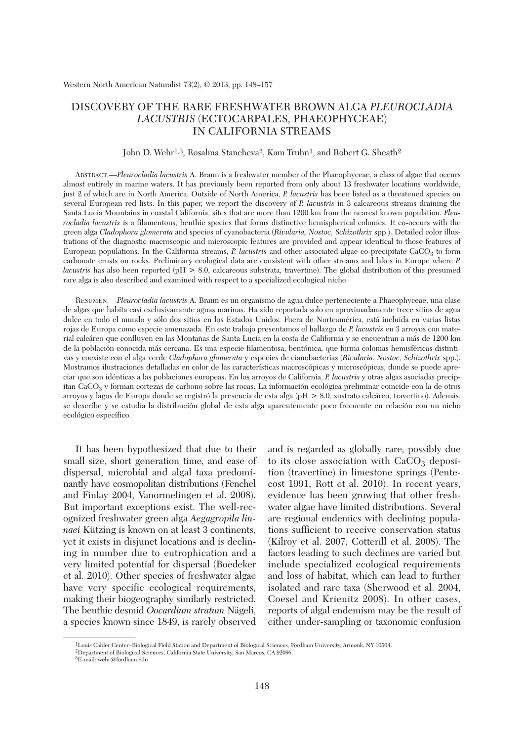# DISCOVERY OF THE RARE FRESHWATER BROWN ALGA *PLEUROCLADIA LACUSTRIS* (ECTOCARPALES, PHAEOPHYCEAE) IN CALIFORNIA STREAMS

John D. Wehr[1,3], Rosalina Stancheva[2], Kam Truhn[1], and Robert G. Sheath[2]

ABSTRACT.—*Pleurocladia lacustris* A. Braun is a freshwater member of the Phaeophyceae, a class of algae that occurs almost entirely in marine waters. It has previously been reported from only about 13 freshwater locations worldwide, just 2 of which are in North America. Outside of North America, *P. lacustris* has been listed as a threatened species on several European red lists. In this paper, we report the discovery of *P. lacustris* in 3 calcareous streams draining the Santa Lucia Mountains in coastal California, sites that are more than 1200 km from the nearest known population. *Pleurocladia lacustris* is a filamentous, benthic species that forms distinctive hemispherical colonies. It co-occurs with the green alga *Cladophora glomerata* and species of cyanobacteria (*Rivularia, Nostoc, Schizothrix* spp.). Detailed color illustrations of the diagnostic macroscopic and microscopic features are provided and appear identical to those features of European populations. In the California streams, *P. lacustris* and other associated algae co-precipitate $CaCO_3$ to form carbonate crusts on rocks. Preliminary ecological data are consistent with other streams and lakes in Europe where *P. lacustris* has also been reported (pH > 8.0, calcareous substrata, travertine). The global distribution of this presumed rare alga is also described and examined with respect to a specialized ecological niche.

RESUMEN.—*Pleurocladia lacustris* A. Braun es un organismo de agua dulce perteneciente a Phaeophyceae, una clase de algas que habita casi exclusivamente aguas marinas. Ha sido reportada solo en aproximadamente trece sitios de agua dulce en todo el mundo y sólo dos sitios en los Estados Unidos. Fuera de Norteamérica, está incluida en varias listas rojas de Europa como especie amenazada. En este trabajo presentamos el hallazgo de *P. lacustris* en 3 arroyos con material calcáreo que confluyen en las Montañas de Santa Lucía en la costa de California y se encuentran a más de 1200 km de la población conocida más cercana. Es una especie filamentosa, bentónica, que forma colonias hemisféricas distintivas y coexiste con el alga verde *Cladophora glomerata* y especies de cianobacterias (*Rivularia*, *Nostoc*, *Schizothrix* spp.). Mostramos ilustraciones detalladas en color de las características macroscópicas y microscópicas, donde se puede apreciar que son idénticas a las poblaciones europeas. En los arroyos de California, *P. lacustris* y otras algas asociadas precipitan $CaCO_3$ y forman cortezas de carbono sobre las rocas. La información ecológica preliminar coincide con la de otros arroyos y lagos de Europa donde se registró la presencia de esta alga (pH > 8.0, sustrato calcáreo, travertino). Además, se describe y se estudia la distribución global de esta alga aparentemente poco frecuente en relación con un nicho ecológico específico.

It has been hypothesized that due to their small size, short generation time, and ease of dispersal, microbial and algal taxa predominantly have cosmopolitan distributions (Fenchel and Finlay 2004, Vanormelingen et al. 2008). But important exceptions exist. The well-recognized freshwater green alga *Aegagropila linnaei* Kützing is known on at least 3 continents, yet it exists in disjunct locations and is declining in number due to eutrophication and a very limited potential for dispersal (Boedeker et al. 2010). Other species of freshwater algae have very specific ecological requirements, making their biogeography similarly restricted. The benthic desmid *Oocardium stratum* Nägeli, a species known since 1849, is rarely observed and is regarded as globally rare, possibly due to its close association with $CaCO_3$ deposition (travertine) in limestone springs (Pentecost 1991, Rott et al. 2010). In recent years, evidence has been growing that other freshwater algae have limited distributions. Several are regional endemics with declining populations sufficient to receive conservation status (Kilroy et al. 2007, Cotterill et al. 2008). The factors leading to such declines are varied but include specialized ecological requirements and loss of habitat, which can lead to further isolated and rare taxa (Sherwood et al. 2004, Coesel and Krienitz 2008). In other cases, reports of algal endemism may be the result of either under-sampling or taxonomic confusion

[1]Louis Calder Center–Biological Field Station and Department of Biological Sciences, Fordham University, Armonk, NY 10504.
[2]Department of Biological Sciences, California State University, San Marcos, CA 92096.
[3]E-mail: wehr@fordham.edu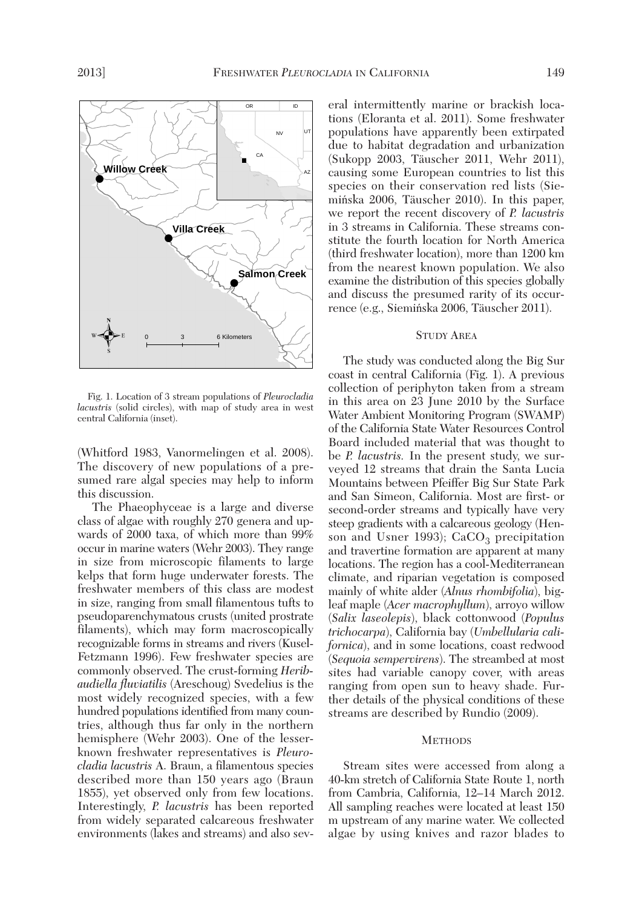Fig. 1. Location of 3 stream populations of *Pleurocladia lacustris* (solid circles), with map of study area in west central California (inset).

(Whitford 1983, Vanormelingen et al. 2008). The discovery of new populations of a presumed rare algal species may help to inform this discussion.

The Phaeophyceae is a large and diverse class of algae with roughly 270 genera and upwards of 2000 taxa, of which more than 99% occur in marine waters (Wehr 2003). They range in size from microscopic filaments to large kelps that form huge underwater forests. The freshwater members of this class are modest in size, ranging from small filamentous tufts to pseudoparenchymatous crusts (united prostrate filaments), which may form macroscopically recognizable forms in streams and rivers (Kusel-Fetzmann 1996). Few freshwater species are commonly observed. The crust-forming *Heribaudiella fluviatilis* (Areschoug) Svedelius is the most widely recognized species, with a few hundred populations identified from many countries, although thus far only in the northern hemisphere (Wehr 2003). One of the lesser-known freshwater representatives is *Pleurocladia lacustris* A. Braun, a filamentous species described more than 150 years ago (Braun 1855), yet observed only from few locations. Interestingly, *P. lacustris* has been reported from widely separated calcareous freshwater environments (lakes and streams) and also several intermittently marine or brackish locations (Eloranta et al. 2011). Some freshwater populations have apparently been extirpated due to habitat degradation and urbanization (Sukopp 2003, Täuscher 2011, Wehr 2011), causing some European countries to list this species on their conservation red lists (Siemińska 2006, Täuscher 2010). In this paper, we report the recent discovery of *P. lacustris* in 3 streams in California. These streams constitute the fourth location for North America (third freshwater location), more than 1200 km from the nearest known population. We also examine the distribution of this species globally and discuss the presumed rarity of its occurrence (e.g., Siemińska 2006, Täuscher 2011).

## Study Area

The study was conducted along the Big Sur coast in central California (Fig. 1). A previous collection of periphyton taken from a stream in this area on 23 June 2010 by the Surface Water Ambient Monitoring Program (SWAMP) of the California State Water Resources Control Board included material that was thought to be *P. lacustris*. In the present study, we surveyed 12 streams that drain the Santa Lucia Mountains between Pfeiffer Big Sur State Park and San Simeon, California. Most are first- or second-order streams and typically have very steep gradients with a calcareous geology (Henson and Usner 1993); $CaCO_3$ precipitation and travertine formation are apparent at many locations. The region has a cool-Mediterranean climate, and riparian vegetation is composed mainly of white alder (*Alnus rhombifolia*), bigleaf maple (*Acer macrophyllum*), arroyo willow (*Salix laseolepis*), black cottonwood (*Populus trichocarpa*), California bay (*Umbellularia californica*), and in some locations, coast redwood (*Sequoia sempervirens*). The streambed at most sites had variable canopy cover, with areas ranging from open sun to heavy shade. Further details of the physical conditions of these streams are described by Rundio (2009).

## Methods

Stream sites were accessed from along a 40-km stretch of California State Route 1, north from Cambria, California, 12–14 March 2012. All sampling reaches were located at least 150 m upstream of any marine water. We collected algae by using knives and razor blades to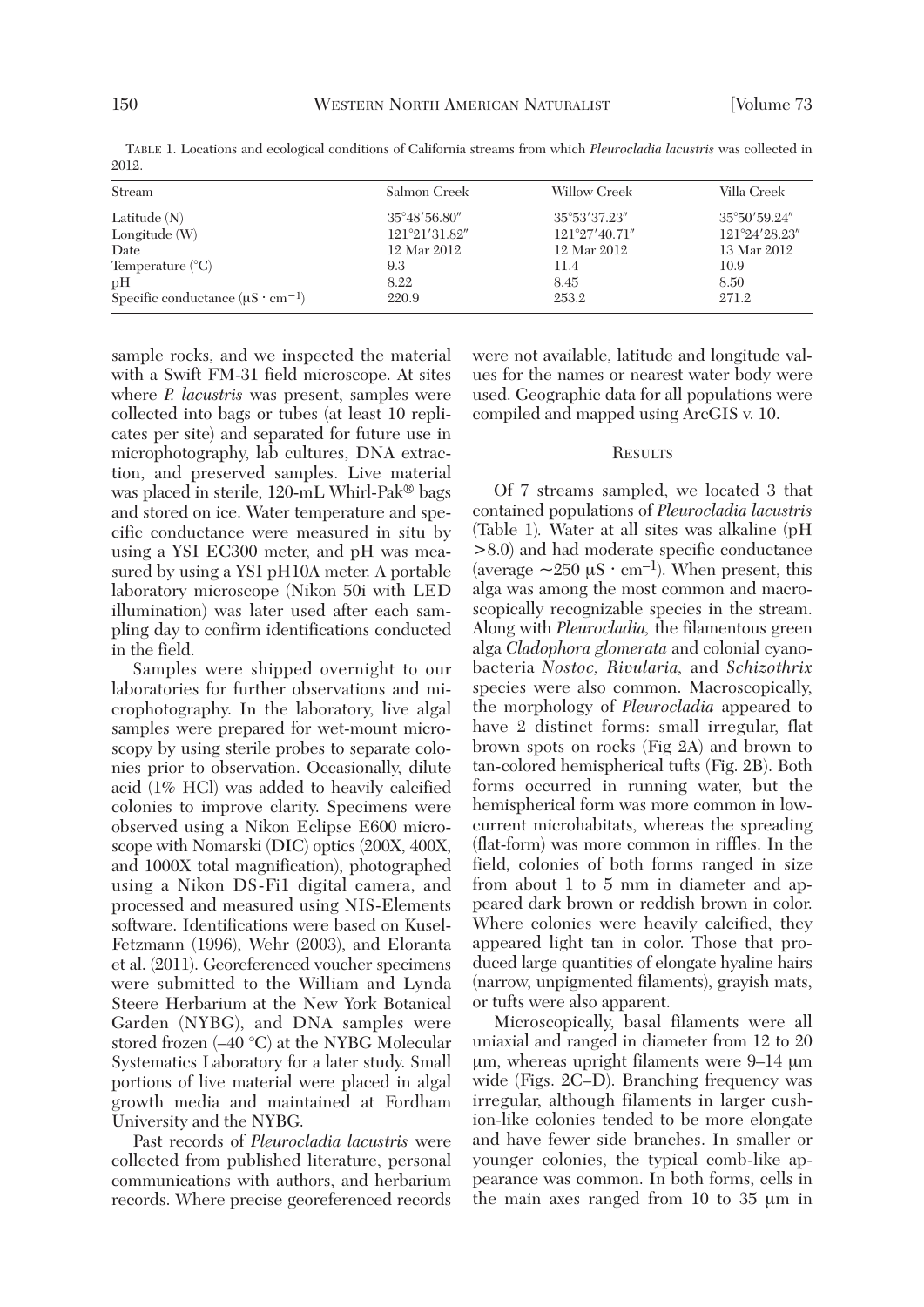TABLE 1. Locations and ecological conditions of California streams from which *Pleurocladia lacustris* was collected in 2012.

| Stream | Salmon Creek | Willow Creek | Villa Creek |
|---|---|---|---|
| Latitude (N) | 35°48′56.80″ | 35°53′37.23″ | 35°50′59.24″ |
| Longitude (W) | 121°21′31.82″ | 121°27′40.71″ | 121°24′28.23″ |
| Date | 12 Mar 2012 | 12 Mar 2012 | 13 Mar 2012 |
| Temperature (°C) | 9.3 | 11.4 | 10.9 |
| pH | 8.22 | 8.45 | 8.50 |
| Specific conductance ($\mu S \cdot cm^{-1}$) | 220.9 | 253.2 | 271.2 |

sample rocks, and we inspected the material with a Swift FM-31 field microscope. At sites where *P. lacustris* was present, samples were collected into bags or tubes (at least 10 replicates per site) and separated for future use in microphotography, lab cultures, DNA extraction, and preserved samples. Live material was placed in sterile, 120-mL Whirl-Pak® bags and stored on ice. Water temperature and specific conductance were measured in situ by using a YSI EC300 meter, and pH was measured by using a YSI pH10A meter. A portable laboratory microscope (Nikon 50i with LED illumination) was later used after each sampling day to confirm identifications conducted in the field.

Samples were shipped overnight to our laboratories for further observations and microphotography. In the laboratory, live algal samples were prepared for wet-mount microscopy by using sterile probes to separate colonies prior to observation. Occasionally, dilute acid (1% HCl) was added to heavily calcified colonies to improve clarity. Specimens were observed using a Nikon Eclipse E600 microscope with Nomarski (DIC) optics (200X, 400X, and 1000X total magnification), photographed using a Nikon DS-Fi1 digital camera, and processed and measured using NIS-Elements software. Identifications were based on Kusel-Fetzmann (1996), Wehr (2003), and Eloranta et al. (2011). Georeferenced voucher specimens were submitted to the William and Lynda Steere Herbarium at the New York Botanical Garden (NYBG), and DNA samples were stored frozen (–40 °C) at the NYBG Molecular Systematics Laboratory for a later study. Small portions of live material were placed in algal growth media and maintained at Fordham University and the NYBG.

Past records of *Pleurocladia lacustris* were collected from published literature, personal communications with authors, and herbarium records. Where precise georeferenced records were not available, latitude and longitude values for the names or nearest water body were used. Geographic data for all populations were compiled and mapped using ArcGIS v. 10.

## RESULTS

Of 7 streams sampled, we located 3 that contained populations of *Pleurocladia lacustris* (Table 1). Water at all sites was alkaline (pH >8.0) and had moderate specific conductance (average ~250 $\mu S \cdot cm^{-1}$). When present, this alga was among the most common and macroscopically recognizable species in the stream. Along with *Pleurocladia*, the filamentous green alga *Cladophora glomerata* and colonial cyanobacteria *Nostoc*, *Rivularia*, and *Schizothrix* species were also common. Macroscopically, the morphology of *Pleurocladia* appeared to have 2 distinct forms: small irregular, flat brown spots on rocks (Fig 2A) and brown to tan-colored hemispherical tufts (Fig. 2B). Both forms occurred in running water, but the hemispherical form was more common in low-current microhabitats, whereas the spreading (flat-form) was more common in riffles. In the field, colonies of both forms ranged in size from about 1 to 5 mm in diameter and appeared dark brown or reddish brown in color. Where colonies were heavily calcified, they appeared light tan in color. Those that produced large quantities of elongate hyaline hairs (narrow, unpigmented filaments), grayish mats, or tufts were also apparent.

Microscopically, basal filaments were all uniaxial and ranged in diameter from 12 to 20 µm, whereas upright filaments were 9–14 µm wide (Figs. 2C–D). Branching frequency was irregular, although filaments in larger cushion-like colonies tended to be more elongate and have fewer side branches. In smaller or younger colonies, the typical comb-like appearance was common. In both forms, cells in the main axes ranged from 10 to 35 µm in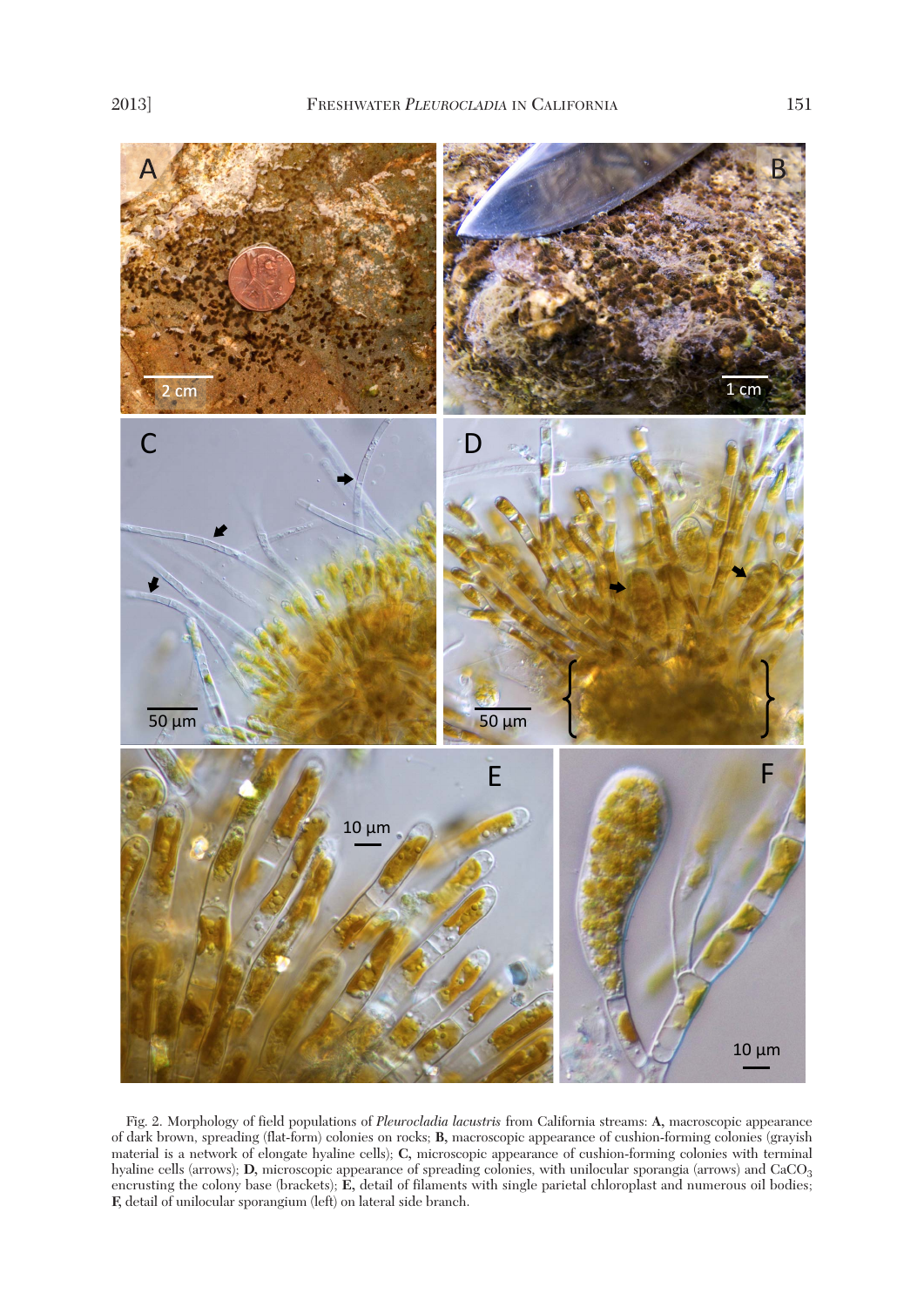Fig. 2. Morphology of field populations of *Pleurocladia lacustris* from California streams: **A,** macroscopic appearance of dark brown, spreading (flat-form) colonies on rocks; **B,** macroscopic appearance of cushion-forming colonies (grayish material is a network of elongate hyaline cells); **C,** microscopic appearance of cushion-forming colonies with terminal hyaline cells (arrows); **D,** microscopic appearance of spreading colonies, with unilocular sporangia (arrows) and $CaCO_3$ encrusting the colony base (brackets); **E,** detail of filaments with single parietal chloroplast and numerous oil bodies; **F,** detail of unilocular sporangium (left) on lateral side branch.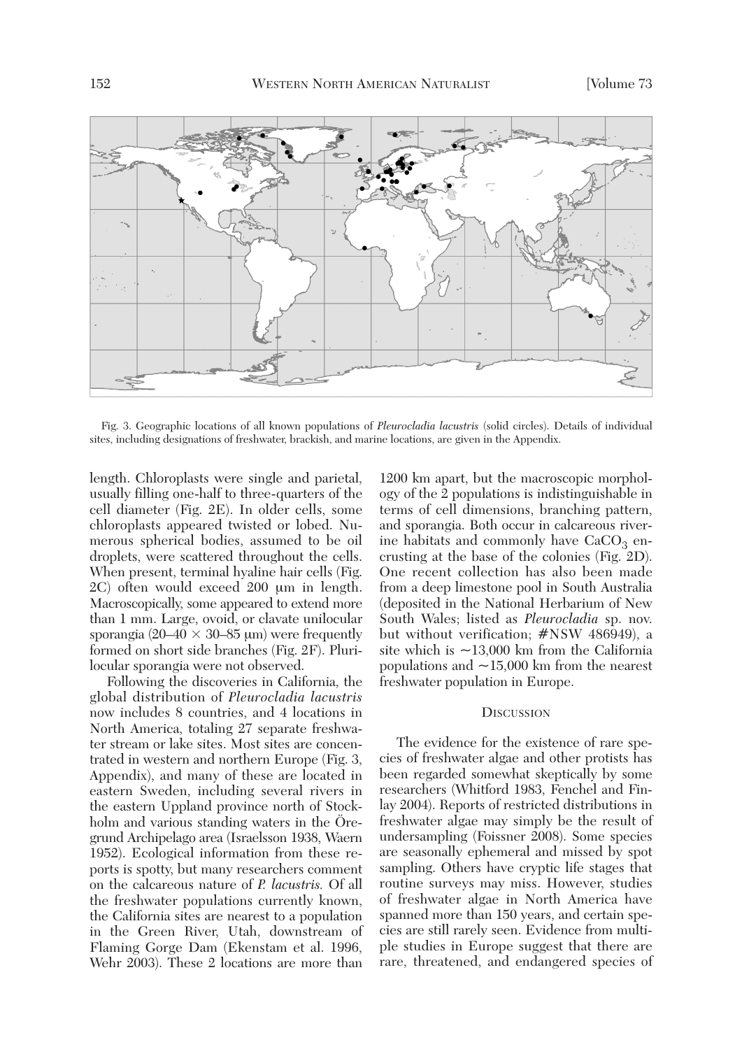Fig. 3. Geographic locations of all known populations of *Pleurocladia lacustris* (solid circles). Details of individual sites, including designations of freshwater, brackish, and marine locations, are given in the Appendix.

length. Chloroplasts were single and parietal, usually filling one-half to three-quarters of the cell diameter (Fig. 2E). In older cells, some chloroplasts appeared twisted or lobed. Numerous spherical bodies, assumed to be oil droplets, were scattered throughout the cells. When present, terminal hyaline hair cells (Fig. 2C) often would exceed 200 μm in length. Macroscopically, some appeared to extend more than 1 mm. Large, ovoid, or clavate unilocular sporangia (20–40 × 30–85 μm) were frequently formed on short side branches (Fig. 2F). Plurilocular sporangia were not observed.

Following the discoveries in California, the global distribution of *Pleurocladia lacustris* now includes 8 countries, and 4 locations in North America, totaling 27 separate freshwater stream or lake sites. Most sites are concentrated in western and northern Europe (Fig. 3, Appendix), and many of these are located in eastern Sweden, including several rivers in the eastern Uppland province north of Stockholm and various standing waters in the Öregrund Archipelago area (Israelsson 1938, Waern 1952). Ecological information from these reports is spotty, but many researchers comment on the calcareous nature of *P. lacustris.* Of all the freshwater populations currently known, the California sites are nearest to a population in the Green River, Utah, downstream of Flaming Gorge Dam (Ekenstam et al. 1996, Wehr 2003). These 2 locations are more than 1200 km apart, but the macroscopic morphology of the 2 populations is indistinguishable in terms of cell dimensions, branching pattern, and sporangia. Both occur in calcareous riverine habitats and commonly have $CaCO_3$ encrusting at the base of the colonies (Fig. 2D). One recent collection has also been made from a deep limestone pool in South Australia (deposited in the National Herbarium of New South Wales; listed as *Pleurocladia* sp. nov. but without verification; #NSW 486949), a site which is ~13,000 km from the California populations and ~15,000 km from the nearest freshwater population in Europe.

## Discussion

The evidence for the existence of rare species of freshwater algae and other protists has been regarded somewhat skeptically by some researchers (Whitford 1983, Fenchel and Finlay 2004). Reports of restricted distributions in freshwater algae may simply be the result of undersampling (Foissner 2008). Some species are seasonally ephemeral and missed by spot sampling. Others have cryptic life stages that routine surveys may miss. However, studies of freshwater algae in North America have spanned more than 150 years, and certain species are still rarely seen. Evidence from multiple studies in Europe suggest that there are rare, threatened, and endangered species of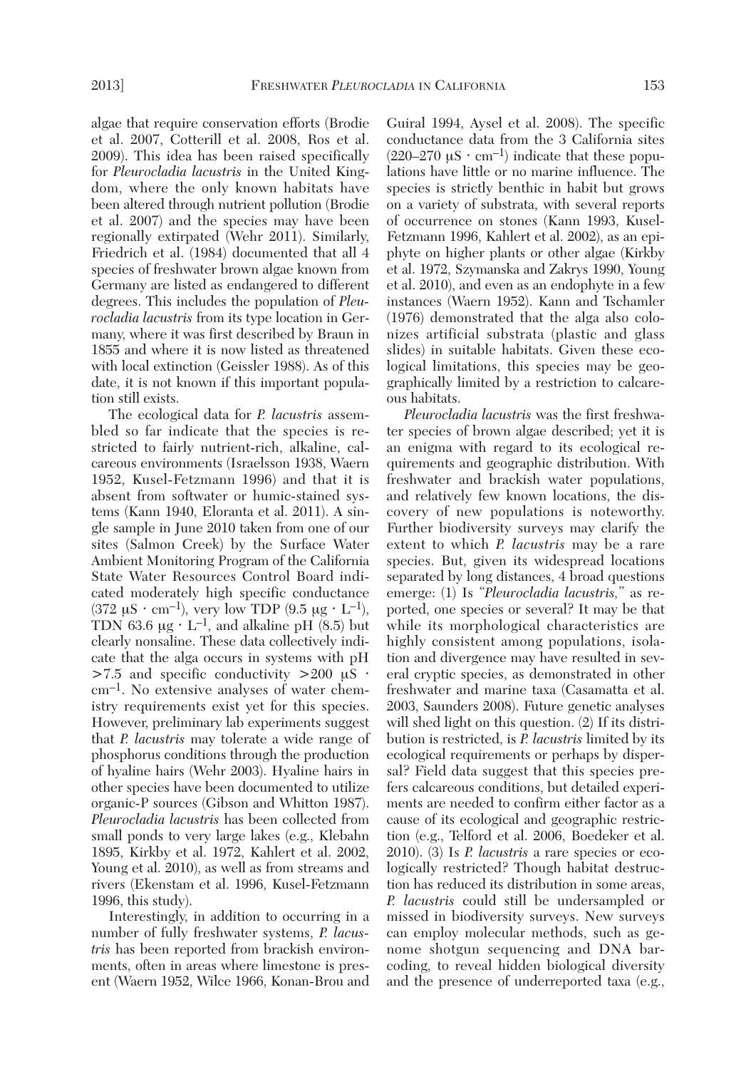algae that require conservation efforts (Brodie et al. 2007, Cotterill et al. 2008, Ros et al. 2009). This idea has been raised specifically for *Pleurocladia lacustris* in the United Kingdom, where the only known habitats have been altered through nutrient pollution (Brodie et al. 2007) and the species may have been regionally extirpated (Wehr 2011). Similarly, Friedrich et al. (1984) documented that all 4 species of freshwater brown algae known from Germany are listed as endangered to different degrees. This includes the population of *Pleurocladia lacustris* from its type location in Germany, where it was first described by Braun in 1855 and where it is now listed as threatened with local extinction (Geissler 1988). As of this date, it is not known if this important population still exists.

The ecological data for *P. lacustris* assembled so far indicate that the species is restricted to fairly nutrient-rich, alkaline, calcareous environments (Israelsson 1938, Waern 1952, Kusel-Fetzmann 1996) and that it is absent from softwater or humic-stained systems (Kann 1940, Eloranta et al. 2011). A single sample in June 2010 taken from one of our sites (Salmon Creek) by the Surface Water Ambient Monitoring Program of the California State Water Resources Control Board indicated moderately high specific conductance ($372\ \mu S \cdot cm^{-1}$), very low TDP ($9.5\ \mu g \cdot L^{-1}$), TDN $63.6\ \mu g \cdot L^{-1}$, and alkaline pH (8.5) but clearly nonsaline. These data collectively indicate that the alga occurs in systems with pH $>7.5$ and specific conductivity $>200\ \mu S \cdot cm^{-1}$. No extensive analyses of water chemistry requirements exist yet for this species. However, preliminary lab experiments suggest that *P. lacustris* may tolerate a wide range of phosphorus conditions through the production of hyaline hairs (Wehr 2003). Hyaline hairs in other species have been documented to utilize organic-P sources (Gibson and Whitton 1987). *Pleurocladia lacustris* has been collected from small ponds to very large lakes (e.g., Klebahn 1895, Kirkby et al. 1972, Kahlert et al. 2002, Young et al. 2010), as well as from streams and rivers (Ekenstam et al. 1996, Kusel-Fetzmann 1996, this study).

Interestingly, in addition to occurring in a number of fully freshwater systems, *P. lacustris* has been reported from brackish environments, often in areas where limestone is present (Waern 1952, Wilce 1966, Konan-Brou and Guiral 1994, Aysel et al. 2008). The specific conductance data from the 3 California sites ($220–270\ \mu S \cdot cm^{-1}$) indicate that these populations have little or no marine influence. The species is strictly benthic in habit but grows on a variety of substrata, with several reports of occurrence on stones (Kann 1993, Kusel-Fetzmann 1996, Kahlert et al. 2002), as an epiphyte on higher plants or other algae (Kirkby et al. 1972, Szymanska and Zakrys 1990, Young et al. 2010), and even as an endophyte in a few instances (Waern 1952). Kann and Tschamler (1976) demonstrated that the alga also colonizes artificial substrata (plastic and glass slides) in suitable habitats. Given these ecological limitations, this species may be geographically limited by a restriction to calcareous habitats.

*Pleurocladia lacustris* was the first freshwater species of brown algae described; yet it is an enigma with regard to its ecological requirements and geographic distribution. With freshwater and brackish water populations, and relatively few known locations, the discovery of new populations is noteworthy. Further biodiversity surveys may clarify the extent to which *P. lacustris* may be a rare species. But, given its widespread locations separated by long distances, 4 broad questions emerge: (1) Is *"Pleurocladia lacustris,"* as reported, one species or several? It may be that while its morphological characteristics are highly consistent among populations, isolation and divergence may have resulted in several cryptic species, as demonstrated in other freshwater and marine taxa (Casamatta et al. 2003, Saunders 2008). Future genetic analyses will shed light on this question. (2) If its distribution is restricted, is *P. lacustris* limited by its ecological requirements or perhaps by dispersal? Field data suggest that this species prefers calcareous conditions, but detailed experiments are needed to confirm either factor as a cause of its ecological and geographic restriction (e.g., Telford et al. 2006, Boedeker et al. 2010). (3) Is *P. lacustris* a rare species or ecologically restricted? Though habitat destruction has reduced its distribution in some areas, *P. lacustris* could still be undersampled or missed in biodiversity surveys. New surveys can employ molecular methods, such as genome shotgun sequencing and DNA barcoding, to reveal hidden biological diversity and the presence of underreported taxa (e.g.,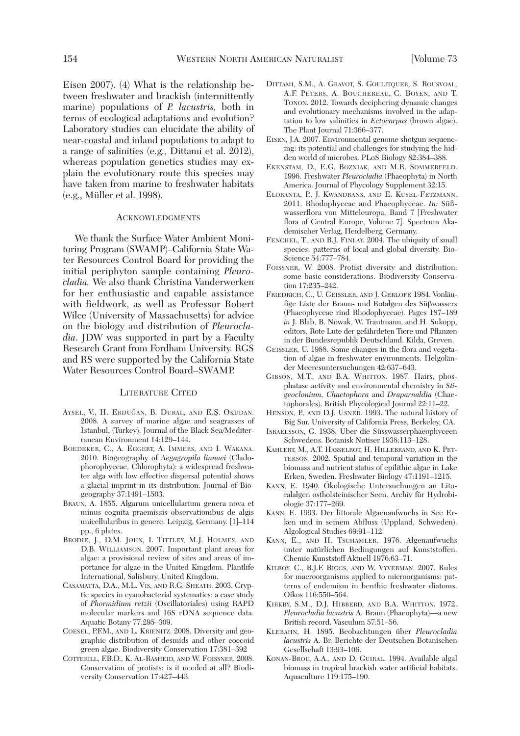Eisen 2007). (4) What is the relationship between freshwater and brackish (intermittently marine) populations of *P. lacustris*, both in terms of ecological adaptations and evolution? Laboratory studies can elucidate the ability of near-coastal and inland populations to adapt to a range of salinities (e.g., Dittami et al. 2012), whereas population genetics studies may explain the evolutionary route this species may have taken from marine to freshwater habitats (e.g., Müller et al. 1998).

## Acknowledgments

We thank the Surface Water Ambient Monitoring Program (SWAMP)–California State Water Resources Control Board for providing the initial periphyton sample containing *Pleurocladia.* We also thank Christina Vanderwerken for her enthusiastic and capable assistance with fieldwork, as well as Professor Robert Wilce (University of Massachusetts) for advice on the biology and distribution of *Pleurocladia*. JDW was supported in part by a Faculty Research Grant from Fordham University. RGS and RS were supported by the California State Water Resources Control Board–SWAMP.

## Literature Cited

Aysel, V., H. Erduğan, B. Dural, and E.Ş. Okudan. 2008. A survey of marine algae and seagrasses of İstanbul, (Turkey). Journal of the Black Sea/Mediterranean Environment 14:129–144.

Boedeker, C., A. Eggert, A. Immers, and I. Wakana. 2010. Biogeography of *Aegagropila linnaei* (Cladophorophyceae, Chlorophyta): a widespread freshwater alga with low effective dispersal potential shows a glacial imprint in its distribution. Journal of Biogeography 37:1491–1503.

Braun, A. 1855. Algarum unicellularium genera nova et minus cognita praemissis observationibus de algis unicellularibus in genere. Leipzig, Germany. [1]–114 pp., 6 plates.

Brodie, J., D.M. John, I. Tittley, M.J. Holmes, and D.B. Williamson. 2007. Important plant areas for algae: a provisional review of sites and areas of importance for algae in the United Kingdom. Plantlife International, Salisbury, United Kingdom.

Casamatta, D.A., M.L. Vis, and R.G. Sheath. 2003. Cryptic species in cyanobacterial systematics: a case study of *Phormidium retzii* (Oscillatoriales) using RAPD molecular markers and 16S rDNA sequence data. Aquatic Botany 77:295–309.

Coesel, P.F.M., and L. Krienitz. 2008. Diversity and geographic distribution of desmids and other coccoid green algae. Biodiversity Conservation 17:381–392

Cotterill, F.B.D., K. Al-Rasheid, and W. Foissner. 2008. Conservation of protists: is it needed at all? Biodiversity Conservation 17:427–443.

Dittami, S.M., A. Gravot, S. Goulitquer, S. Rousvoal, A.F. Peters, A. Bouchereau, C. Boyen, and T. Tonon. 2012. Towards deciphering dynamic changes and evolutionary mechanisms involved in the adaptation to low salinities in *Ectocarpus* (brown algae). The Plant Journal 71:366–377.

Eisen, J.A. 2007. Environmental genome shotgun sequencing: its potential and challenges for studying the hidden world of microbes. PLoS Biology 82:384–388.

Ekenstam, D., E.G. Bozniak, and M.R. Sommerfeld. 1996. Freshwater *Pleurocladia* (Phaeophyta) in North America. Journal of Phycology Supplement 32:15.

Eloranta, P., J. Kwandrans, and E. Kusel-Fetzmann. 2011. Rhodophyceae and Phaeophyceae. *In:* Süßwasserflora von Mitteleuropa, Band 7 [Freshwater flora of Central Europe, Volume 7]. Spectrum Akademischer Verlag, Heidelberg, Germany.

Fenchel, T., and B.J. Finlay. 2004. The ubiquity of small species: patterns of local and global diversity. BioScience 54:777–784.

Foissner, W. 2008. Protist diversity and distribution: some basic considerations. Biodiversity Conservation 17:235–242.

Friedrich, C., U. Geissler, and J. Gerloff. 1984. Vonläufige Liste der Braun- und Rotalgen des Süßwassers (Phaeophyceae rind Rhodophyceae). Pages 187–189 *in* J. Blab, B. Nowak, W. Trautmann, and H. Sukopp, editors, Rote Lute der gefährdeten Tiere und Pflanzen in der Bundesrepublik Deutschland. Kilda, Greven.

Geissler, U. 1988. Some changes in the flora and vegetation of algae in freshwater environments. Helgoländer Meeresuntersuchungen 42:637–643.

Gibson, M.T., and B.A. Whitton. 1987. Hairs, phosphatase activity and environmental chemistry in *Stigeoclonium*, *Chaetophora* and *Draparnaldia* (Chaetophorales). British Phycological Journal 22:11–22.

Henson, P., and D.J. Usner. 1993. The natural history of Big Sur. University of California Press, Berkeley, CA.

Israelsson, G. 1938. Über die Süsswasserphaeophyceen Schwedens. Botanisk Notiser 1938:113–128.

Kahlert, M., A.T. Hasselrot, H. Hillebrand, and K. Pettersson. 2002. Spatial and temporal variation in the biomass and nutrient status of epilithic algae in Lake Erken, Sweden. Freshwater Biology 47:1191–1215.

Kann, E. 1940. Ökologische Untersuchungen an Litoralalgen ostholsteinischer Seen. Archiv für Hydrobiologie 37:177–269.

Kann, E. 1993. Der littorale Algenaufwuchs in See Erken und in seinem Abfluss (Uppland, Schweden). Algological Studies 69:91–112.

Kann, E., and H. Tschamler. 1976. Algenaufwuchs unter natürlichen Bedingungen auf Kunststoffen. Chemie Kunststoff Aktuell 1976:63–71.

Kilroy, C., B.J.F. Biggs, and W. Vyverman. 2007. Rules for macroorganisms applied to microorganisms: patterns of endemism in benthic freshwater diatoms. Oikos 116:550–564.

Kirkby, S.M., D.J. Hibberd, and B.A. Whitton. 1972. *Pleurocladia lacustris* A. Braun (Phaeophyta)—a new British record. Vasculum 57:51–56.

Klebahn, H. 1895. Beobachtungen über *Pleurocladia lacustris* A. Br. Berichte der Deutschen Botanischen Gesellschaft 13:93–106.

Konan-Brou, A.A., and D. Guiral. 1994. Available algal biomass in tropical brackish water artificial habitats. Aquaculture 119:175–190.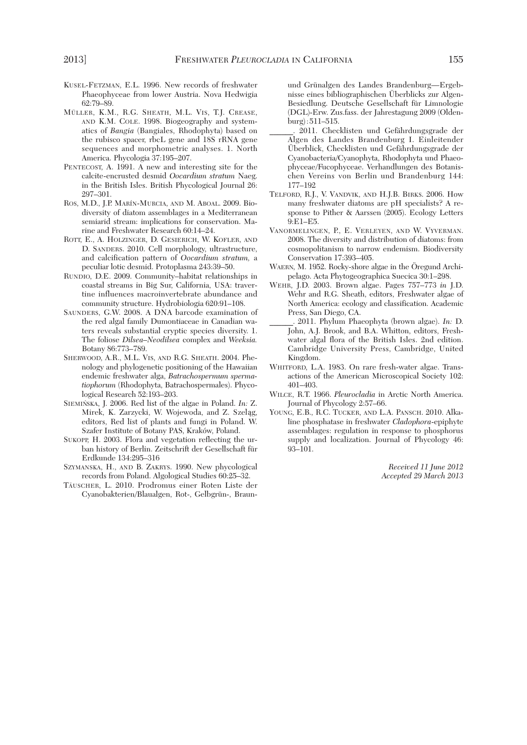KUSEL-FETZMAN, E.L. 1996. New records of freshwater Phaeophyceae from lower Austria. Nova Hedwigia 62:79–89.

MÜLLER, K.M., R.G. SHEATH, M.L. VIS, T.J. CREASE, AND K.M. COLE. 1998. Biogeography and systematics of *Bangia* (Bangiales, Rhodophyta) based on the rubisco spacer, rbcL gene and 18S rRNA gene sequences and morphometric analyses. 1. North America. Phycologia 37:195–207.

PENTECOST, A. 1991. A new and interesting site for the calcite-encrusted desmid *Oocardium stratum* Naeg. in the British Isles. British Phycological Journal 26: 297–301.

ROS, M.D., J.P. MARÍN-MURCIA, AND M. ABOAL. 2009. Biodiversity of diatom assemblages in a Mediterranean semiarid stream: implications for conservation. Marine and Freshwater Research 60:14–24.

ROTT, E., A. HOLZINGER, D. GESIERICH, W. KOFLER, AND D. SANDERS. 2010. Cell morphology, ultrastructure, and calcification pattern of *Oocardium stratum*, a peculiar lotic desmid. Protoplasma 243:39–50.

RUNDIO, D.E. 2009. Community–habitat relationships in coastal streams in Big Sur, California, USA: travertine influences macroinvertebrate abundance and community structure. Hydrobiologia 620:91–108.

SAUNDERS, G.W. 2008. A DNA barcode examination of the red algal family Dumontiaceae in Canadian waters reveals substantial cryptic species diversity. 1. The foliose *Dilsea–Neodilsea* complex and *Weeksia.* Botany 86:773–789.

SHERWOOD, A.R., M.L. VIS, AND R.G. SHEATH. 2004. Phenology and phylogenetic positioning of the Hawaiian endemic freshwater alga, *Batrachospermum spermatiophorum* (Rhodophyta, Batrachospermales). Phycological Research 52:193–203.

SIEMIŃSKA, J. 2006. Red list of the algae in Poland. *In:* Z. Mirek, K. Zarzycki, W. Wojewoda, and Z. Szeląg, editors, Red list of plants and fungi in Poland. W. Szafer Institute of Botany PAS, Kraków, Poland.

SUKOPP, H. 2003. Flora and vegetation reflecting the urban history of Berlin. Zeitschrift der Gesellschaft für Erdkunde 134:295–316

SZYMANSKA, H., AND B. ZAKRYS. 1990. New phycological records from Poland. Algological Studies 60:25–32.

TÄUSCHER, L. 2010. Prodromus einer Roten Liste der Cyanobakterien/Blaualgen, Rot-, Gelbgrün-, Braun- und Grünalgen des Landes Brandenburg—Ergebnisse eines bibliographischen Überblicks zur Algen-Besiedlung. Deutsche Gesellschaft für Limnologie (DGL)-Erw. Zus.fass. der Jahrestagung 2009 (Oldenburg): 511–515.

______. 2011. Checklisten und Gefährdungsgrade der Algen des Landes Brandenburg I. Einleitender Überblick, Checklisten und Gefährdungsgrade der Cyanobacteria/Cyanophyta, Rhodophyta und Phaeophyceae/Fucophyceae. Verhandlungen des Botanischen Vereins von Berlin und Brandenburg 144: 177–192

TELFORD, R.J., V. VANDVIK, AND H.J.B. BIRKS. 2006. How many freshwater diatoms are pH specialists? A response to Pither & Aarssen (2005). Ecology Letters 9:E1–E5.

VANORMELINGEN, P., E. VERLEYEN, AND W. VYVERMAN. 2008. The diversity and distribution of diatoms: from cosmopolitanism to narrow endemism. Biodiversity Conservation 17:393–405.

WAERN, M. 1952. Rocky-shore algae in the Öregund Archipelago. Acta Phytogeographica Suecica 30:1–298.

WEHR, J.D. 2003. Brown algae. Pages 757–773 *in* J.D. Wehr and R.G. Sheath, editors, Freshwater algae of North America: ecology and classification. Academic Press, San Diego, CA.

______. 2011. Phylum Phaeophyta (brown algae). *In:* D. John, A.J. Brook, and B.A. Whitton, editors, Freshwater algal flora of the British Isles. 2nd edition. Cambridge University Press, Cambridge, United Kingdom.

WHITFORD, L.A. 1983. On rare fresh-water algae. Transactions of the American Microscopical Society 102: 401–403.

WILCE, R.T. 1966. *Pleurocladia* in Arctic North America. Journal of Phycology 2:57–66.

YOUNG, E.B., R.C. TUCKER, AND L.A. PANSCH. 2010. Alkaline phosphatase in freshwater *Cladophora*-epiphyte assemblages: regulation in response to phosphorus supply and localization. Journal of Phycology 46: 93–101.

*Received 11 June 2012*
*Accepted 29 March 2013*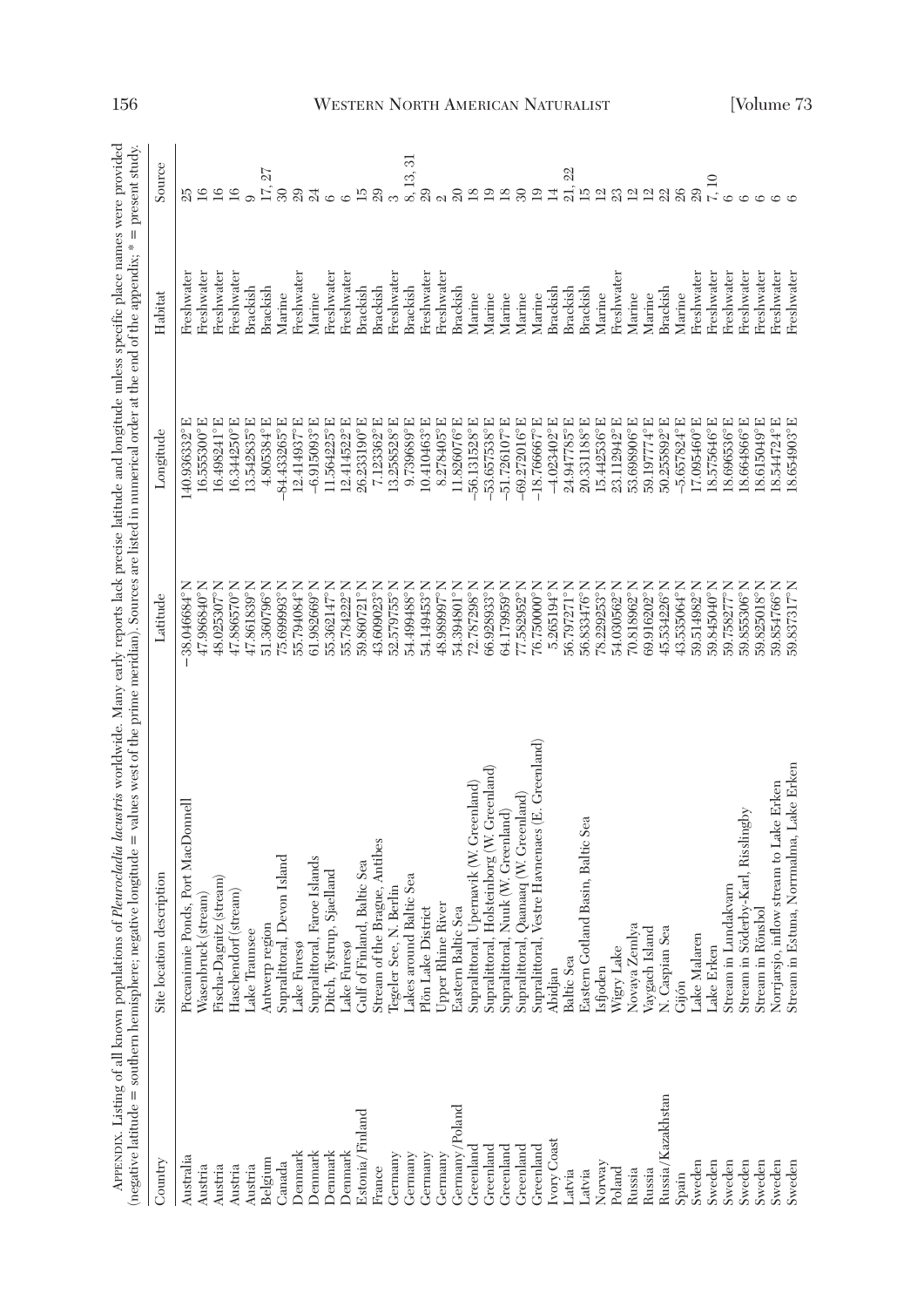APPENDIX. Listing of all known populations of *Pleurocladia lacustris* worldwide. Many early reports lack precise latitude and longitude unless specific place names were provided (negative latitude = southern hemisphere; negative longitude = values west of the prime meridian). Sources are listed in numerical order at the end of the appendix; * = present study.

| Country | Site location description | Latitude | Longitude | Habitat | Source |
|---|---|---|---|---|---|
| Australia | Piccaninnie Ponds, Port MacDonnell | −38.046684°N | 140.936332°E | Freshwater | 25 |
| Austria | Wasenbruck (stream) | 47.986840°N | 16.555300°E | Freshwater | 16 |
| Austria | Fischa-Dagnitz (stream) | 48.025307°N | 16.498241°E | Freshwater | 16 |
| Austria | Haschendorf (stream) | 47.886570°N | 16.344250°E | Freshwater | 16 |
| Austria | Lake Traunsee | 47.861839°N | 13.542835°E | Brackish | 9 |
| Belgium | Antwerp region | 51.360796°N | 4.805384°E | Brackish | 17, 27 |
| Canada | Supralittoral, Devon Island | 75.699993°N | −84.433265°E | Marine | 30 |
| Denmark | Lake Furesø | 55.794084°N | 12.414937°E | Freshwater | 29 |
| Denmark | Supralittoral, Faroe Islands | 61.982669°N | −6.915093°E | Marine | 24 |
| Denmark | Ditch, Tystrup, Sjaelland | 55.362147°N | 11.564225°E | Freshwater | 6 |
| Denmark | Lake Furesø | 55.784222°N | 12.414522°E | Freshwater | 6 |
| Estonia/Finland | Gulf of Finland, Baltic Sea | 59.860721°N | 26.233190°E | Brackish | 15 |
| France | Stream of the Brague, Antibes | 43.609023°N | 7.123362°E | Brackish | 29 |
| Germany | Tegeler See, N. Berlin | 52.579755°N | 13.258528°E | Freshwater | 3 |
| Germany | Lakes around Baltic Sea | 54.499488°N | 9.739689°E | Brackish | 8, 13, 31 |
| Germany | Plön Lake District | 54.149453°N | 10.410463°E | Freshwater | 29 |
| Germany | Upper Rhine River | 48.989997°N | 8.278405°E | Freshwater | 2 |
| Germany/Poland | Eastern Baltic Sea | 54.394801°N | 11.826076°E | Brackish | 20 |
| Greenland | Supralittoral, Upernavik (W. Greenland) | 72.787298°N | −56.131528°E | Marine | 18 |
| Greenland | Supralittoral, Holsteinborg (W. Greenland) | 66.928933°N | −53.657538°E | Marine | 19 |
| Greenland | Supralittoral, Nuuk (W. Greenland) | 64.179959°N | −51.726107°E | Marine | 18 |
| Greenland | Supralittoral, Qaanaaq (W. Greenland) | 77.582952°N | −69.272016°E | Marine | 30 |
| Greenland | Supralittoral, Vestre Havnenaes (E. Greenland) | 76.750000°N | −18.766667°E | Marine | 19 |
| Ivory Coast | Abidjan | 5.265194°N | −4.023402°E | Brackish | 14 |
| Latvia | Baltic Sea | 56.797271°N | 24.947785°E | Brackish | 21, 22 |
| Latvia | Eastern Gotland Basin, Baltic Sea | 56.833476°N | 20.331188°E | Brackish | 15 |
| Norway | Isfjoden | 78.229253°N | 15.442536°E | Marine | 12 |
| Poland | Wigry Lake | 54.030562°N | 23.112942°E | Freshwater | 23 |
| Russia | Novaya Zemlya | 70.818962°N | 53.698906°E | Marine | 12 |
| Russia | Vaygach Island | 69.916202°N | 59.197774°E | Marine | 12 |
| Russia/Kazakhstan | N. Caspian Sea | 45.534226°N | 50.255892°E | Brackish | 22 |
| Spain | Gijón | 43.535064°N | −5.657824°E | Marine | 26 |
| Sweden | Lake Malaren | 59.514982°N | 17.095460°E | Freshwater | 29 |
| Sweden | Lake Erken | 59.845040°N | 18.575646°E | Freshwater | 7, 10 |
| Sweden | Stream in Lundakvarn | 59.758277°N | 18.696536°E | Freshwater | 6 |
| Sweden | Stream in Söderby-Karl, Risslingby | 59.855306°N | 18.664866°E | Freshwater | 6 |
| Sweden | Stream in Rönsbol | 59.825018°N | 18.615049°E | Freshwater | 6 |
| Sweden | Norrjarsjo, inflow stream to Lake Erken | 59.854766°N | 18.544724°E | Freshwater | 6 |
| Sweden | Stream in Estuna, Norrmalma, Lake Erken | 59.837317°N | 18.654903°E | Freshwater | 6 |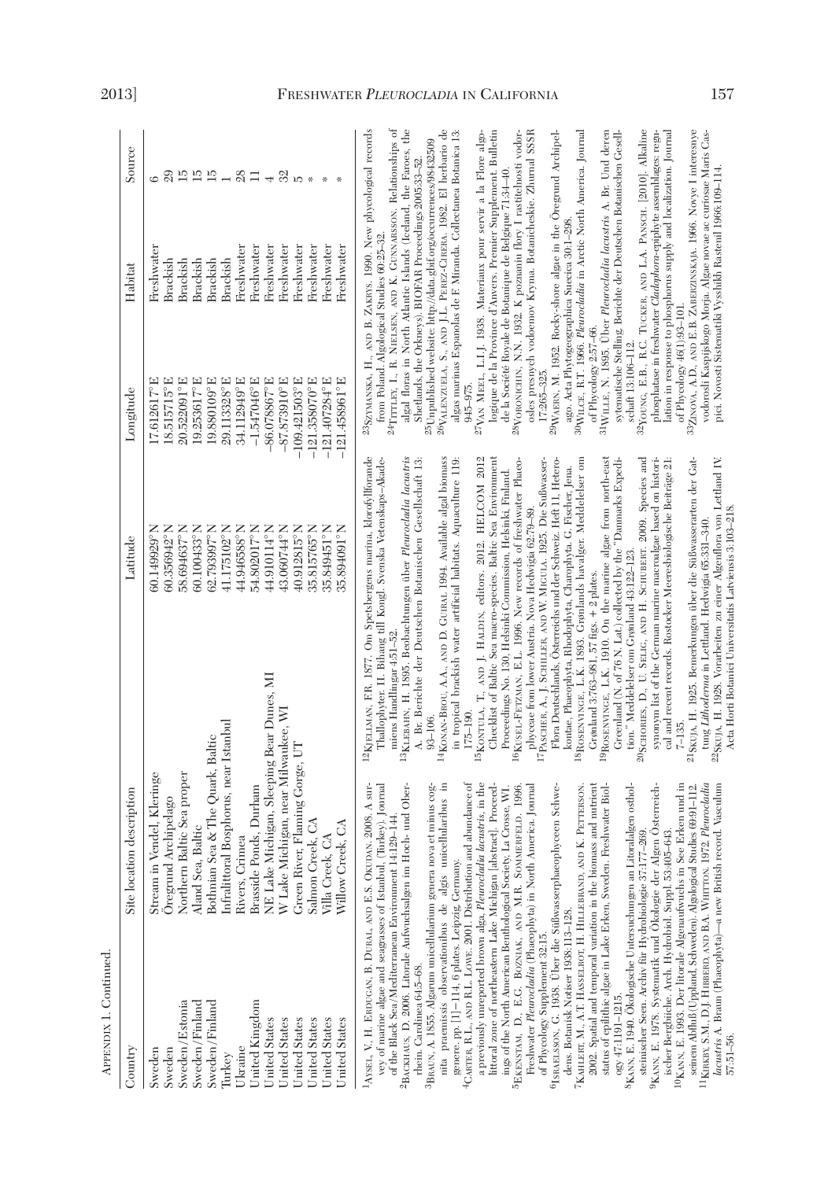APPENDIX 1. Continued.

| Country | Site location description | Latitude | Longitude | Habitat | Source |
|---|---|---|---|---|---|
| Sweden | Stream in Vendel, Kleringe | 60.149929°N | 17.612617°E | Freshwater | 6 |
| Sweden | Öregrund Archipelago | 60.356942°N | 18.515715°E | Brackish | 29 |
| Sweden/Estonia | Northern Baltic Sea proper | 58.694637°N | 20.522091°E | Brackish | 15 |
| Sweden/Finland | Aland Sea, Baltic | 60.100433°N | 19.253617°E | Brackish | 15 |
| Sweden/Finland | Bothnian Sea & The Quark, Baltic | 62.793997°N | 19.880109°E | Brackish | 15 |
| Turkey | Infralittoral Bosphorus, near Istanbul | 41.175102°N | 29.113328°E | Brackish | 1 |
| Ukraine | Rivers, Crimea | 44.946588°N | 34.112949°E | Freshwater | 28 |
| United Kingdom | Brasside Ponds, Durham | 54.802017°N | −1.547046°E | Freshwater | 11 |
| United States | NE Lake Michigan, Sleeping Bear Dunes, MI | 44.910114°N | −86.078867°E | Freshwater | 4 |
| United States | W Lake Michigan, near Milwaukee, WI | 43.060744°N | −87.873910°E | Freshwater | 32 |
| United States | Green River, Flaming Gorge, UT | 40.912815°N | −109.421503°E | Freshwater | 5 |
| United States | Salmon Creek, CA | 35.815765°N | −121.358070°E | Freshwater | * |
| United States | Villa Creek, CA | 35.849451°N | −121.407284°E | Freshwater | * |
| United States | Willow Creek, CA | 35.894091°N | −121.458961°E | Freshwater | * |

[1]AYSEL, V., H. ERDUGAN, B. DURAL, AND E.S. OKUDAN. 2008. A survey of marine algae and seagrasses of Istanbul, (Turkey). Journal of the Black Sea/Mediterranean Environment 14:129–144.

[2]BACKHAUS, D. 2006. Litorale Aufwuchsalgen im Hoch- und Oberrhein. Carolinea 64:5–68.

[3]BRAUN, A. 1855. Algarum unicellularium genera nova et minus cognita praemissis observationibus de algis unicellularibus in genere. pp. [1]–114, 6 plates. Leipzig, Germany.

[4]CARTER, R.L., AND R.L. LOWE. 2001. Distribution and abundance of a previously unreported brown alga, *Pleurocladia lacustris*, in the littoral zone of northeastern Lake Michigan [abstract]. Proceedings of the North American Benthological Society, La Crosse, WI.

[5]EKENSTAM, D., E.G. BOZNIAK, AND M.R. SOMMERFELD. 1996. Freshwater *Pleurocladia* (Phaeophyta) in North America. Journal of Phycology Supplement 32:15.

[6]ISRAELSSON, G. 1938. Über die Süßwasserphaeophyceen Schwedens. Botanisk Notiser 1938:113–128.

[7]KAHLERT, M., A.T. HASSELROT, H. HILLEBRAND, AND K. PETTERSON. 2002. Spatial and temporal variation in the biomass and nutrient status of epilithic algae in Lake Erken, Sweden. Freshwater Biology 47:1191–1215.

[8]KANN, E. 1940. Ökologische Untersuchungen an Litoralalgen ostholsteinischer Seen. Archiv für Hydrobiologie 37:177–269.

[9]KANN, E. 1978. Systematik und Ökologie der Algen Österreichischer Bergbäche. Arch. Hydrobiol. Suppl. 53:405–643.

[10]KANN, E. 1993. Der litorale Algenaufwuchs in See Erken und in seinem Abfluß (Uppland, Schweden). Algological Studies 69:91–112.

[11]KIRBY, S.M., D.J. HIBBERD, AND B.A. WHITTON. 1972. *Pleurocladia lacustris* A. Braun (Phaeophyta)—a new British record. Vasculum 57:51–56.

[12]KJELLMAN, F.R. 1877. Om Spetsbergens marina, klorofyllförande Thallophyter. II. Bihang till Kongl. Svenska Vetenskaps–Akademiens Handlingar 4:51–52.

[13]KLEBAHN, H. 1895. Beobachtungen über *Pleurocladia lacustris* A. Br. Berichte der Deutschen Botanischen Gesellschaft 13: 93–106.

[14]KONAN-BROU, A.A., AND D. GUIRAL. 1994. Available algal biomass in tropical brackish water artificial habitats. Aquaculture 119: 175–190.

[15]KONTULA, T., AND J. HALDIN, editors. 2012. HELCOM 2012 Checklist of Baltic Sea macro-species. Baltic Sea Environment Proceedings No. 130. Helsinki Commission, Helsinki, Finland.

[16]KUSEL-FETZMAN, E.L. 1996. New records of freshwater Phaeophyceae from lower Austria. Nova Hedwigia 62:79–89.

[17]PASCHER, A., J. SCHILLER, AND W. MIGULA. 1925. Die Süßwasser-Flora Deutschlands, Österreichs und der Schweiz. Heft 11. Heterokontae, Phaeophyta, Rhodophyta, Charophyta. G. Fischer, Jena.

[18]ROSENVINGE, L.K. 1893. Grønlands havalger. Meddelelser om Grønland 3:763–981, 57 figs. + 2 plates.

[19]ROSENVINGE, L.K. 1910. On the marine algae from north-east Greenland (N. of 76°N. Lat.) collected by the "Danmarks Expedition." Meddelelser om Grønland 43:122–123.

[20]SCHORIES, D., U. SELIG, AND H. SCHUBERT. 2009. Species and synonym list of the German marine macroalgae based on historical and recent records. Rostocker Meeresbiologische Beiträge 21: 7–135.

[21]SKUJA, H. 1925. Bemerkungen über die Süßwasserarten der Gattung *Lithoderma* in Lettland. Hedwigia 65:331–340.

[22]SKUJA, H. 1928. Vorarbeiten zu einer Algenflora von Letlland IV. Acta Horti Botanici Universitatis Latviensis 3:103–218.

[23]SZYMANSKA, H., AND B. ZAKRYS. 1990. New phycological records from Poland. Algological Studies 60:25–32.

[24]TITTLEY, I., R. NIELSEN, AND K. GUNNARSSON. Relationships of algal floras in North Atlantic Islands (Iceland, the Faroes, the Shetlands, the Orkneys). BIOFAR Proceedings 2005:33–52.

[25]Unpublished website: http://data.gbif.org/occurrences/98432509

[26]VALENZUELA, S., AND J.L. PEREZ-CIRERA. 1982. El herbario de algas marinas Espanolas de F. Miranda. Collectanea Botanica 13: 945–975.

[27]VAN MEEL, L.I.J. 1938. Materiaux pour servir a la Flore algologique de la Province d'Anvers. Premier Supplement. Bulletin de la Société Royale de Botanique de Belgique 71:34–40.

[28]VORONICHIN, N.N. 1932. K poznaniu flory I rastitelnosti vodorosles presnych vodoemov Kryma. Botanicheskie. Zhurnal SSSR 17:265–325.

[29]WAERN, M. 1952. Rocky-shore algae in the Öregrund Archipelago. Acta Phytogeographica Suecica 30:1–298.

[30]WILCE, R.T. 1966. *Pleurocladia* in Arctic North America. Journal of Phycology 2:57–66.

[31]WILLE, N. 1895. Über *Pleurocladia lacustris* A. Br. Und deren sytematische Stelling. Berichte der Deutschen Botanischen Gesellschaft 13:106–112.

[32]YOUNG, E.B., R.C. TUCKER, AND L.A. PANSCH. [2010]. Alkaline phosphatase in freshwater *Cladophora*-epiphyte assemblages: regulation in response to phosphorus supply and localization. Journal of Phycology 46(1):93–101.

[33]ZINOVA, A.D., AND E.B. ZABEREZINSKAJA. 1966. Novye I interesnye vodorosli Kaspijskogo Morja. Algae novae ac curiosae Maris Caspica. Novosti Sistematiki Vysshikh Rastenii 1966:109–114.